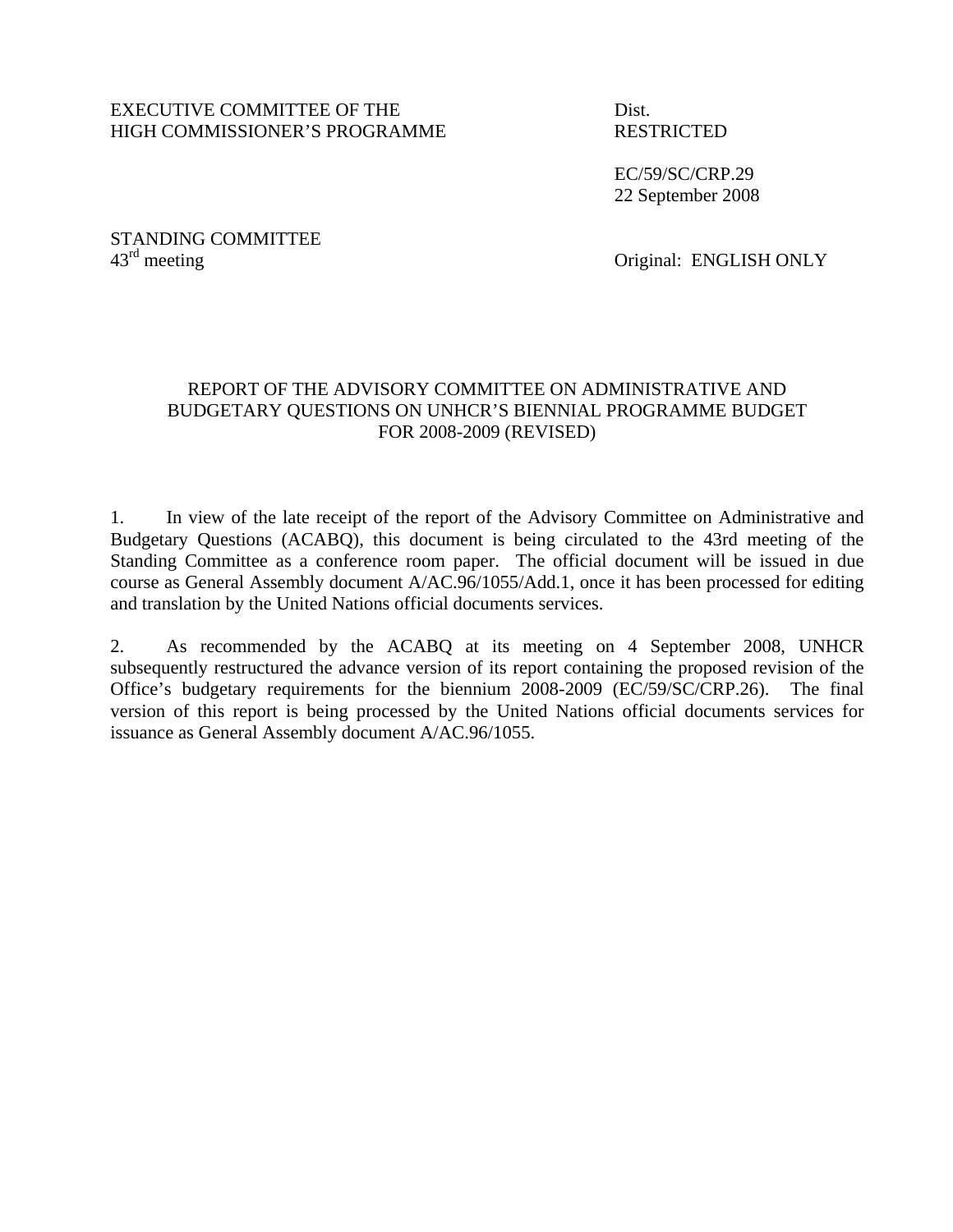EXECUTIVE COMMITTEE OF THE
HIGH COMMISSIONER'S PROGRAMME

Dist.
RESTRICTED

EC/59/SC/CRP.29
22 September 2008

STANDING COMMITTEE
43rd meeting

Original: ENGLISH ONLY

# REPORT OF THE ADVISORY COMMITTEE ON ADMINISTRATIVE AND BUDGETARY QUESTIONS ON UNHCR'S BIENNIAL PROGRAMME BUDGET FOR 2008-2009 (REVISED)

1. In view of the late receipt of the report of the Advisory Committee on Administrative and Budgetary Questions (ACABQ), this document is being circulated to the 43rd meeting of the Standing Committee as a conference room paper. The official document will be issued in due course as General Assembly document A/AC.96/1055/Add.1, once it has been processed for editing and translation by the United Nations official documents services.

2. As recommended by the ACABQ at its meeting on 4 September 2008, UNHCR subsequently restructured the advance version of its report containing the proposed revision of the Office's budgetary requirements for the biennium 2008-2009 (EC/59/SC/CRP.26). The final version of this report is being processed by the United Nations official documents services for issuance as General Assembly document A/AC.96/1055.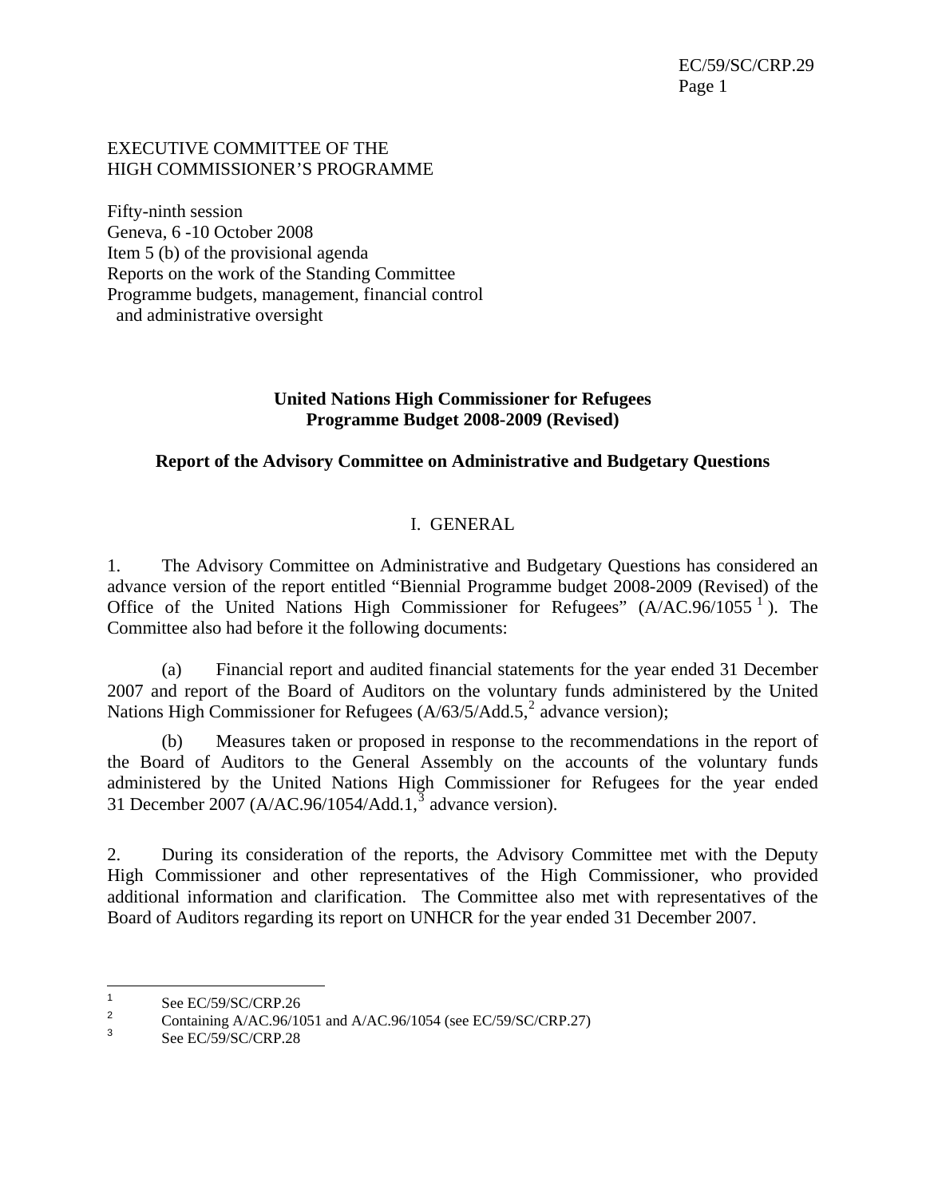EXECUTIVE COMMITTEE OF THE
HIGH COMMISSIONER'S PROGRAMME

Fifty-ninth session
Geneva, 6 -10 October 2008
Item 5 (b) of the provisional agenda
Reports on the work of the Standing Committee
Programme budgets, management, financial control
and administrative oversight

**United Nations High Commissioner for Refugees**
**Programme Budget 2008-2009 (Revised)**

**Report of the Advisory Committee on Administrative and Budgetary Questions**

## I. GENERAL

1. The Advisory Committee on Administrative and Budgetary Questions has considered an advance version of the report entitled "Biennial Programme budget 2008-2009 (Revised) of the Office of the United Nations High Commissioner for Refugees" (A/AC.96/1055 [1]). The Committee also had before it the following documents:

(a) Financial report and audited financial statements for the year ended 31 December 2007 and report of the Board of Auditors on the voluntary funds administered by the United Nations High Commissioner for Refugees (A/63/5/Add.5,[2] advance version);

(b) Measures taken or proposed in response to the recommendations in the report of the Board of Auditors to the General Assembly on the accounts of the voluntary funds administered by the United Nations High Commissioner for Refugees for the year ended 31 December 2007 (A/AC.96/1054/Add.1,[3] advance version).

2. During its consideration of the reports, the Advisory Committee met with the Deputy High Commissioner and other representatives of the High Commissioner, who provided additional information and clarification. The Committee also met with representatives of the Board of Auditors regarding its report on UNHCR for the year ended 31 December 2007.

---

[1] See EC/59/SC/CRP.26

[2] Containing A/AC.96/1051 and A/AC.96/1054 (see EC/59/SC/CRP.27)

[3] See EC/59/SC/CRP.28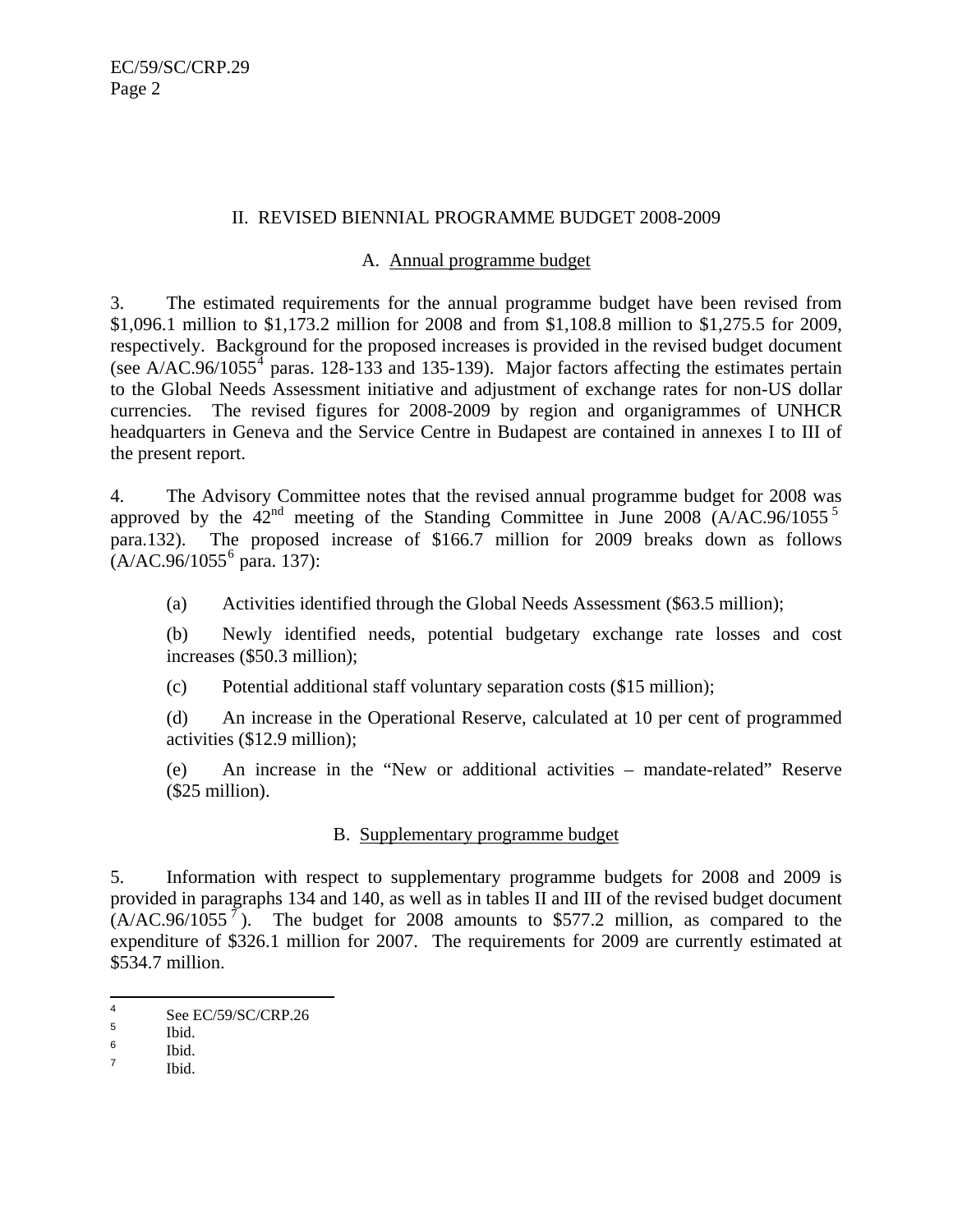## II. REVISED BIENNIAL PROGRAMME BUDGET 2008-2009

### A. Annual programme budget

3. The estimated requirements for the annual programme budget have been revised from $1,096.1 million to $1,173.2 million for 2008 and from $1,108.8 million to $1,275.5 for 2009, respectively. Background for the proposed increases is provided in the revised budget document (see A/AC.96/1055[4] paras. 128-133 and 135-139). Major factors affecting the estimates pertain to the Global Needs Assessment initiative and adjustment of exchange rates for non-US dollar currencies. The revised figures for 2008-2009 by region and organigrammes of UNHCR headquarters in Geneva and the Service Centre in Budapest are contained in annexes I to III of the present report.

4. The Advisory Committee notes that the revised annual programme budget for 2008 was approved by the 42nd meeting of the Standing Committee in June 2008 (A/AC.96/1055[5] para.132). The proposed increase of $166.7 million for 2009 breaks down as follows (A/AC.96/1055[6] para. 137):

(a) Activities identified through the Global Needs Assessment ($63.5 million);

(b) Newly identified needs, potential budgetary exchange rate losses and cost increases ($50.3 million);

(c) Potential additional staff voluntary separation costs ($15 million);

(d) An increase in the Operational Reserve, calculated at 10 per cent of programmed activities ($12.9 million);

(e) An increase in the "New or additional activities – mandate-related" Reserve ($25 million).

### B. Supplementary programme budget

5. Information with respect to supplementary programme budgets for 2008 and 2009 is provided in paragraphs 134 and 140, as well as in tables II and III of the revised budget document (A/AC.96/1055[7]). The budget for 2008 amounts to $577.2 million, as compared to the expenditure of $326.1 million for 2007. The requirements for 2009 are currently estimated at $534.7 million.

---

[4] See EC/59/SC/CRP.26

[5] Ibid.

[6] Ibid.

[7] Ibid.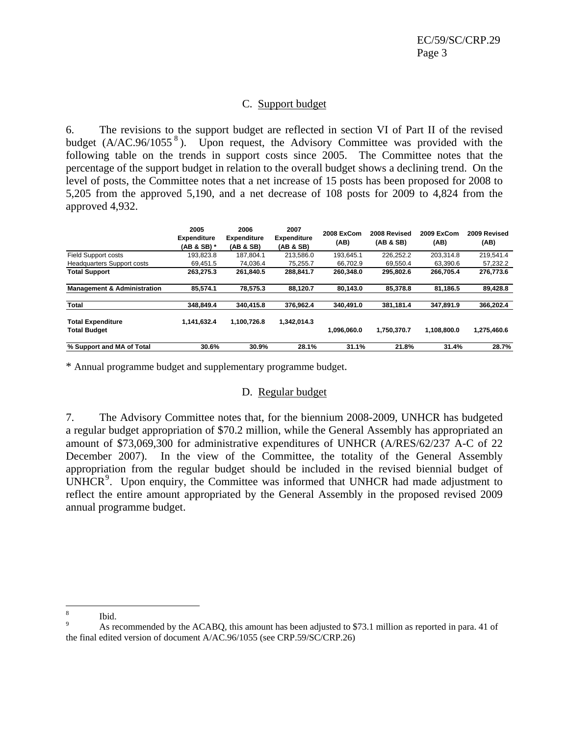### C. Support budget

6. The revisions to the support budget are reflected in section VI of Part II of the revised budget (A/AC.96/1055 [8]). Upon request, the Advisory Committee was provided with the following table on the trends in support costs since 2005. The Committee notes that the percentage of the support budget in relation to the overall budget shows a declining trend. On the level of posts, the Committee notes that a net increase of 15 posts has been proposed for 2008 to 5,205 from the approved 5,190, and a net decrease of 108 posts for 2009 to 4,824 from the approved 4,932.

| | 2005 Expenditure (AB & SB) * | 2006 Expenditure (AB & SB) | 2007 Expenditure (AB & SB) | 2008 ExCom (AB) | 2008 Revised (AB & SB) | 2009 ExCom (AB) | 2009 Revised (AB) |
|---|---|---|---|---|---|---|---|
| Field Support costs | 193,823.8 | 187,804.1 | 213,586.0 | 193,645.1 | 226,252.2 | 203,314.8 | 219,541.4 |
| Headquarters Support costs | 69,451.5 | 74,036.4 | 75,255.7 | 66,702.9 | 69,550.4 | 63,390.6 | 57,232.2 |
| **Total Support** | **263,275.3** | **261,840.5** | **288,841.7** | **260,348.0** | **295,802.6** | **266,705.4** | **276,773.6** |
| **Management & Administration** | **85,574.1** | **78,575.3** | **88,120.7** | **80,143.0** | **85,378.8** | **81,186.5** | **89,428.8** |
| **Total** | **348,849.4** | **340,415.8** | **376,962.4** | **340,491.0** | **381,181.4** | **347,891.9** | **366,202.4** |
| **Total Expenditure** | **1,141,632.4** | **1,100,726.8** | **1,342,014.3** | | | | |
| **Total Budget** | | | | **1,096,060.0** | **1,750,370.7** | **1,108,800.0** | **1,275,460.6** |
| **% Support and MA of Total** | **30.6%** | **30.9%** | **28.1%** | **31.1%** | **21.8%** | **31.4%** | **28.7%** |

\* Annual programme budget and supplementary programme budget.

### D. Regular budget

7. The Advisory Committee notes that, for the biennium 2008-2009, UNHCR has budgeted a regular budget appropriation of $70.2 million, while the General Assembly has appropriated an amount of $73,069,300 for administrative expenditures of UNHCR (A/RES/62/237 A-C of 22 December 2007). In the view of the Committee, the totality of the General Assembly appropriation from the regular budget should be included in the revised biennial budget of UNHCR[9]. Upon enquiry, the Committee was informed that UNHCR had made adjustment to reflect the entire amount appropriated by the General Assembly in the proposed revised 2009 annual programme budget.

---

[8] Ibid.

[9] As recommended by the ACABQ, this amount has been adjusted to $73.1 million as reported in para. 41 of the final edited version of document A/AC.96/1055 (see CRP.59/SC/CRP.26)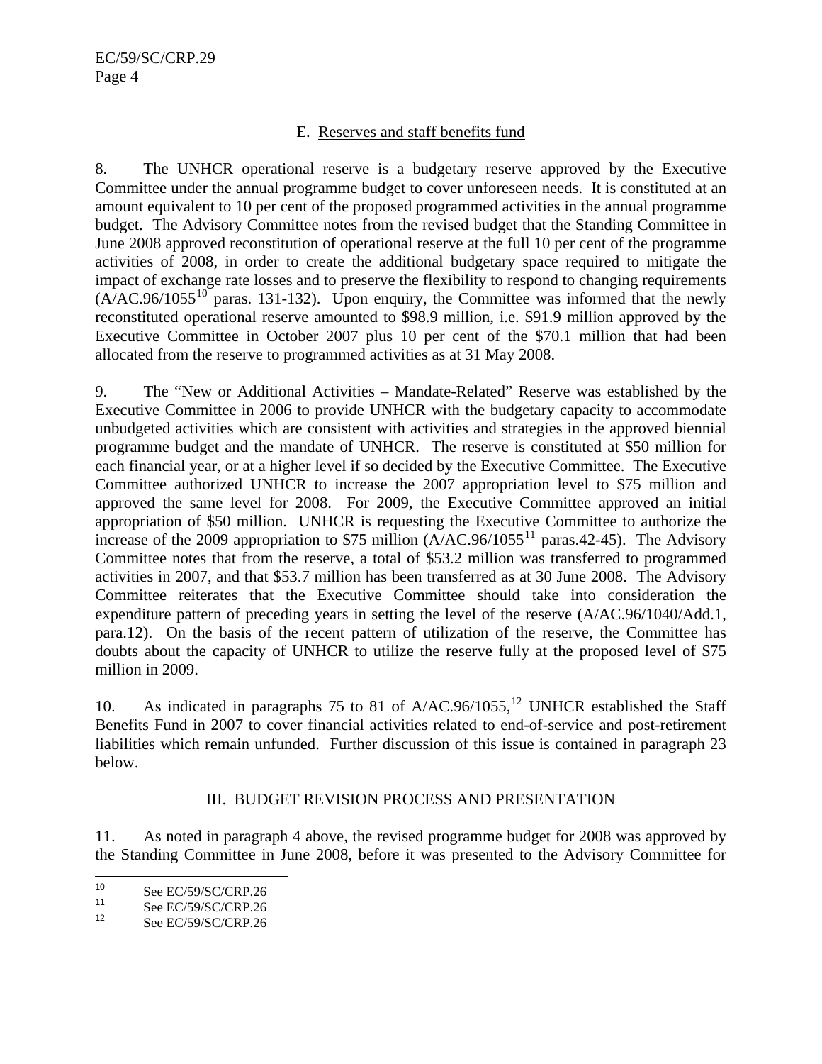### E. Reserves and staff benefits fund

8. The UNHCR operational reserve is a budgetary reserve approved by the Executive Committee under the annual programme budget to cover unforeseen needs. It is constituted at an amount equivalent to 10 per cent of the proposed programmed activities in the annual programme budget. The Advisory Committee notes from the revised budget that the Standing Committee in June 2008 approved reconstitution of operational reserve at the full 10 per cent of the programme activities of 2008, in order to create the additional budgetary space required to mitigate the impact of exchange rate losses and to preserve the flexibility to respond to changing requirements (A/AC.96/1055[10] paras. 131-132). Upon enquiry, the Committee was informed that the newly reconstituted operational reserve amounted to $98.9 million, i.e. $91.9 million approved by the Executive Committee in October 2007 plus 10 per cent of the $70.1 million that had been allocated from the reserve to programmed activities as at 31 May 2008.

9. The "New or Additional Activities – Mandate-Related" Reserve was established by the Executive Committee in 2006 to provide UNHCR with the budgetary capacity to accommodate unbudgeted activities which are consistent with activities and strategies in the approved biennial programme budget and the mandate of UNHCR. The reserve is constituted at $50 million for each financial year, or at a higher level if so decided by the Executive Committee. The Executive Committee authorized UNHCR to increase the 2007 appropriation level to $75 million and approved the same level for 2008. For 2009, the Executive Committee approved an initial appropriation of $50 million. UNHCR is requesting the Executive Committee to authorize the increase of the 2009 appropriation to $75 million (A/AC.96/1055[11] paras.42-45). The Advisory Committee notes that from the reserve, a total of $53.2 million was transferred to programmed activities in 2007, and that $53.7 million has been transferred as at 30 June 2008. The Advisory Committee reiterates that the Executive Committee should take into consideration the expenditure pattern of preceding years in setting the level of the reserve (A/AC.96/1040/Add.1, para.12). On the basis of the recent pattern of utilization of the reserve, the Committee has doubts about the capacity of UNHCR to utilize the reserve fully at the proposed level of $75 million in 2009.

10. As indicated in paragraphs 75 to 81 of A/AC.96/1055,[12] UNHCR established the Staff Benefits Fund in 2007 to cover financial activities related to end-of-service and post-retirement liabilities which remain unfunded. Further discussion of this issue is contained in paragraph 23 below.

## III. BUDGET REVISION PROCESS AND PRESENTATION

11. As noted in paragraph 4 above, the revised programme budget for 2008 was approved by the Standing Committee in June 2008, before it was presented to the Advisory Committee for

---

[10] See EC/59/SC/CRP.26

[11] See EC/59/SC/CRP.26

[12] See EC/59/SC/CRP.26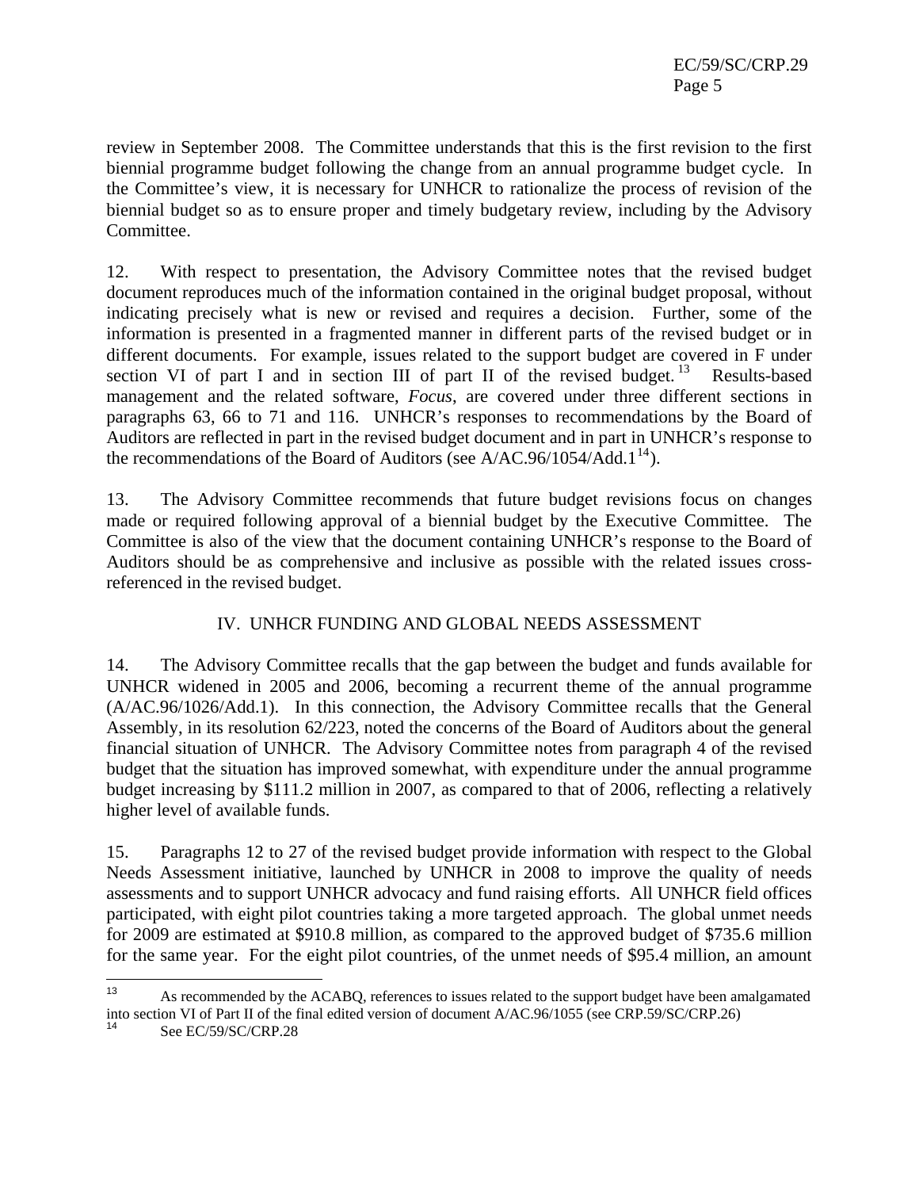review in September 2008. The Committee understands that this is the first revision to the first biennial programme budget following the change from an annual programme budget cycle. In the Committee's view, it is necessary for UNHCR to rationalize the process of revision of the biennial budget so as to ensure proper and timely budgetary review, including by the Advisory Committee.

12. With respect to presentation, the Advisory Committee notes that the revised budget document reproduces much of the information contained in the original budget proposal, without indicating precisely what is new or revised and requires a decision. Further, some of the information is presented in a fragmented manner in different parts of the revised budget or in different documents. For example, issues related to the support budget are covered in F under section VI of part I and in section III of part II of the revised budget.[13] Results-based management and the related software, *Focus*, are covered under three different sections in paragraphs 63, 66 to 71 and 116. UNHCR's responses to recommendations by the Board of Auditors are reflected in part in the revised budget document and in part in UNHCR's response to the recommendations of the Board of Auditors (see A/AC.96/1054/Add.1[14]).

13. The Advisory Committee recommends that future budget revisions focus on changes made or required following approval of a biennial budget by the Executive Committee. The Committee is also of the view that the document containing UNHCR's response to the Board of Auditors should be as comprehensive and inclusive as possible with the related issues cross-referenced in the revised budget.

## IV. UNHCR FUNDING AND GLOBAL NEEDS ASSESSMENT

14. The Advisory Committee recalls that the gap between the budget and funds available for UNHCR widened in 2005 and 2006, becoming a recurrent theme of the annual programme (A/AC.96/1026/Add.1). In this connection, the Advisory Committee recalls that the General Assembly, in its resolution 62/223, noted the concerns of the Board of Auditors about the general financial situation of UNHCR. The Advisory Committee notes from paragraph 4 of the revised budget that the situation has improved somewhat, with expenditure under the annual programme budget increasing by \$111.2 million in 2007, as compared to that of 2006, reflecting a relatively higher level of available funds.

15. Paragraphs 12 to 27 of the revised budget provide information with respect to the Global Needs Assessment initiative, launched by UNHCR in 2008 to improve the quality of needs assessments and to support UNHCR advocacy and fund raising efforts. All UNHCR field offices participated, with eight pilot countries taking a more targeted approach. The global unmet needs for 2009 are estimated at \$910.8 million, as compared to the approved budget of \$735.6 million for the same year. For the eight pilot countries, of the unmet needs of \$95.4 million, an amount

---

[13] As recommended by the ACABQ, references to issues related to the support budget have been amalgamated into section VI of Part II of the final edited version of document A/AC.96/1055 (see CRP.59/SC/CRP.26)

[14] See EC/59/SC/CRP.28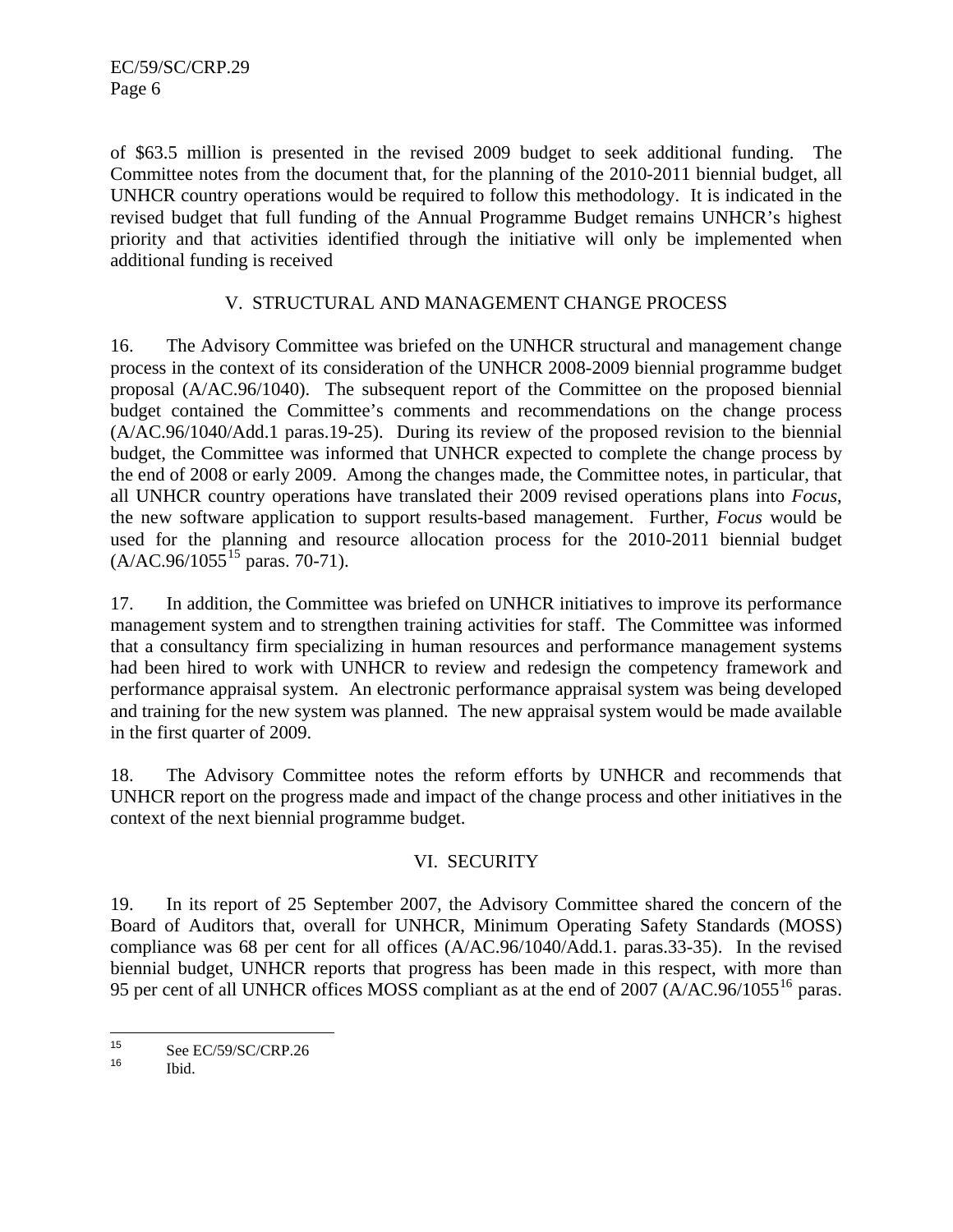of $63.5 million is presented in the revised 2009 budget to seek additional funding. The Committee notes from the document that, for the planning of the 2010-2011 biennial budget, all UNHCR country operations would be required to follow this methodology. It is indicated in the revised budget that full funding of the Annual Programme Budget remains UNHCR's highest priority and that activities identified through the initiative will only be implemented when additional funding is received

## V. STRUCTURAL AND MANAGEMENT CHANGE PROCESS

16. The Advisory Committee was briefed on the UNHCR structural and management change process in the context of its consideration of the UNHCR 2008-2009 biennial programme budget proposal (A/AC.96/1040). The subsequent report of the Committee on the proposed biennial budget contained the Committee's comments and recommendations on the change process (A/AC.96/1040/Add.1 paras.19-25). During its review of the proposed revision to the biennial budget, the Committee was informed that UNHCR expected to complete the change process by the end of 2008 or early 2009. Among the changes made, the Committee notes, in particular, that all UNHCR country operations have translated their 2009 revised operations plans into *Focus*, the new software application to support results-based management. Further, *Focus* would be used for the planning and resource allocation process for the 2010-2011 biennial budget (A/AC.96/1055[15] paras. 70-71).

17. In addition, the Committee was briefed on UNHCR initiatives to improve its performance management system and to strengthen training activities for staff. The Committee was informed that a consultancy firm specializing in human resources and performance management systems had been hired to work with UNHCR to review and redesign the competency framework and performance appraisal system. An electronic performance appraisal system was being developed and training for the new system was planned. The new appraisal system would be made available in the first quarter of 2009.

18. The Advisory Committee notes the reform efforts by UNHCR and recommends that UNHCR report on the progress made and impact of the change process and other initiatives in the context of the next biennial programme budget.

## VI. SECURITY

19. In its report of 25 September 2007, the Advisory Committee shared the concern of the Board of Auditors that, overall for UNHCR, Minimum Operating Safety Standards (MOSS) compliance was 68 per cent for all offices (A/AC.96/1040/Add.1. paras.33-35). In the revised biennial budget, UNHCR reports that progress has been made in this respect, with more than 95 per cent of all UNHCR offices MOSS compliant as at the end of 2007 (A/AC.96/1055[16] paras.

---

[15] See EC/59/SC/CRP.26

[16] Ibid.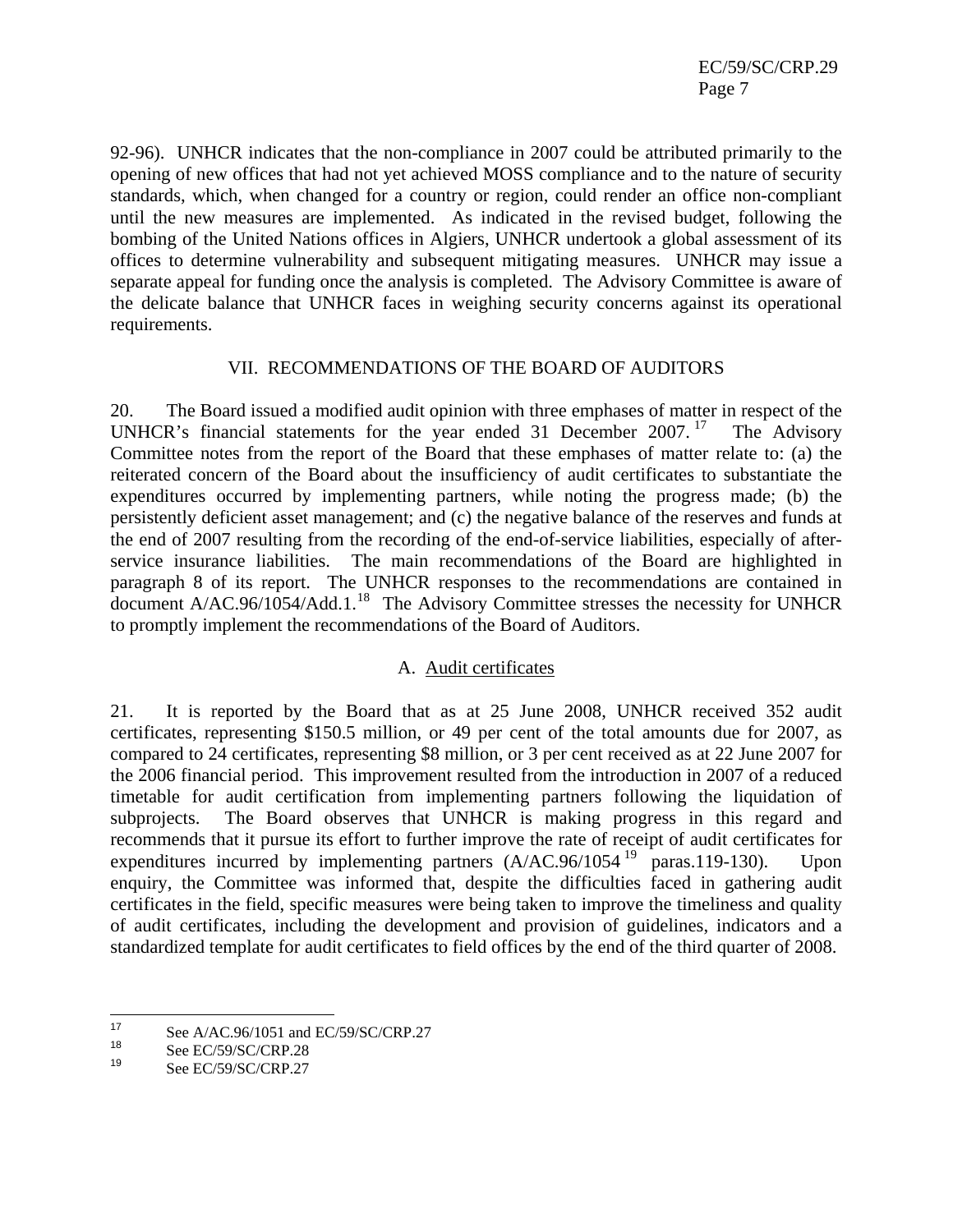92-96). UNHCR indicates that the non-compliance in 2007 could be attributed primarily to the opening of new offices that had not yet achieved MOSS compliance and to the nature of security standards, which, when changed for a country or region, could render an office non-compliant until the new measures are implemented. As indicated in the revised budget, following the bombing of the United Nations offices in Algiers, UNHCR undertook a global assessment of its offices to determine vulnerability and subsequent mitigating measures. UNHCR may issue a separate appeal for funding once the analysis is completed. The Advisory Committee is aware of the delicate balance that UNHCR faces in weighing security concerns against its operational requirements.

## VII. RECOMMENDATIONS OF THE BOARD OF AUDITORS

20. The Board issued a modified audit opinion with three emphases of matter in respect of the UNHCR's financial statements for the year ended 31 December 2007.[17] The Advisory Committee notes from the report of the Board that these emphases of matter relate to: (a) the reiterated concern of the Board about the insufficiency of audit certificates to substantiate the expenditures occurred by implementing partners, while noting the progress made; (b) the persistently deficient asset management; and (c) the negative balance of the reserves and funds at the end of 2007 resulting from the recording of the end-of-service liabilities, especially of after-service insurance liabilities. The main recommendations of the Board are highlighted in paragraph 8 of its report. The UNHCR responses to the recommendations are contained in document A/AC.96/1054/Add.1.[18] The Advisory Committee stresses the necessity for UNHCR to promptly implement the recommendations of the Board of Auditors.

### A. Audit certificates

21. It is reported by the Board that as at 25 June 2008, UNHCR received 352 audit certificates, representing \$150.5 million, or 49 per cent of the total amounts due for 2007, as compared to 24 certificates, representing \$8 million, or 3 per cent received as at 22 June 2007 for the 2006 financial period. This improvement resulted from the introduction in 2007 of a reduced timetable for audit certification from implementing partners following the liquidation of subprojects. The Board observes that UNHCR is making progress in this regard and recommends that it pursue its effort to further improve the rate of receipt of audit certificates for expenditures incurred by implementing partners (A/AC.96/1054[19] paras.119-130). Upon enquiry, the Committee was informed that, despite the difficulties faced in gathering audit certificates in the field, specific measures were being taken to improve the timeliness and quality of audit certificates, including the development and provision of guidelines, indicators and a standardized template for audit certificates to field offices by the end of the third quarter of 2008.

---

[17] See A/AC.96/1051 and EC/59/SC/CRP.27

[18] See EC/59/SC/CRP.28

[19] See EC/59/SC/CRP.27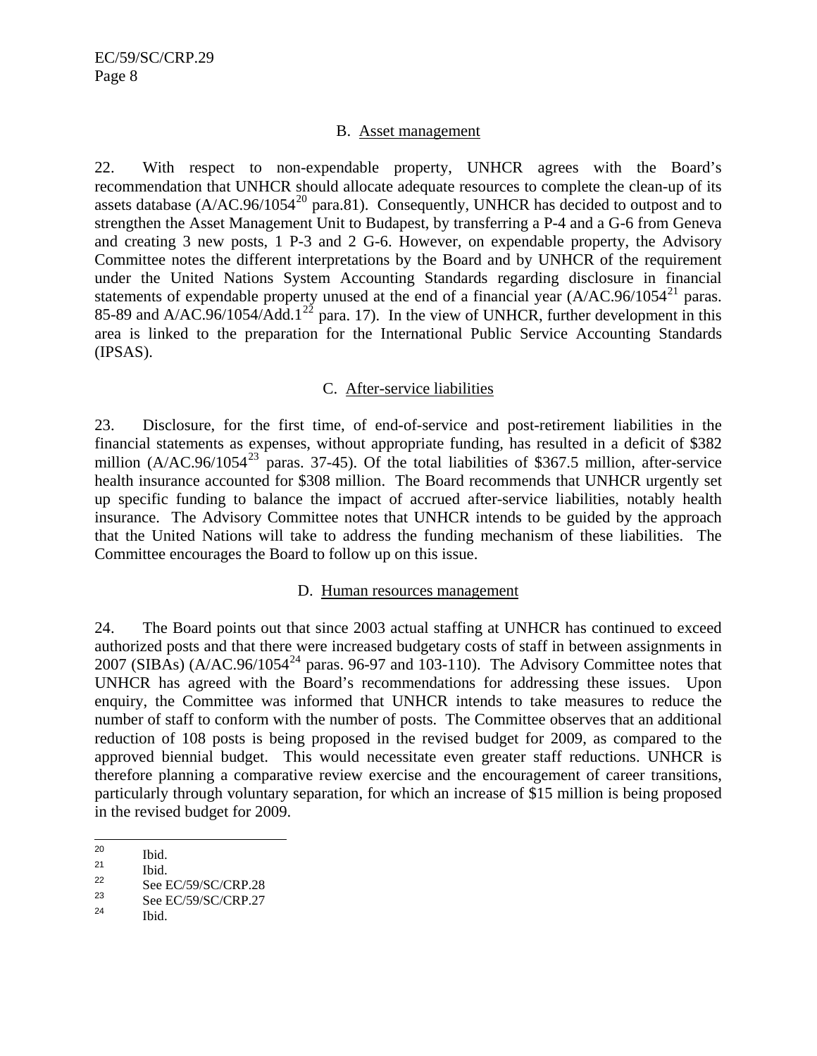### B. Asset management

22. With respect to non-expendable property, UNHCR agrees with the Board's recommendation that UNHCR should allocate adequate resources to complete the clean-up of its assets database (A/AC.96/1054[20] para.81). Consequently, UNHCR has decided to outpost and to strengthen the Asset Management Unit to Budapest, by transferring a P-4 and a G-6 from Geneva and creating 3 new posts, 1 P-3 and 2 G-6. However, on expendable property, the Advisory Committee notes the different interpretations by the Board and by UNHCR of the requirement under the United Nations System Accounting Standards regarding disclosure in financial statements of expendable property unused at the end of a financial year (A/AC.96/1054[21] paras. 85-89 and A/AC.96/1054/Add.1[22] para. 17). In the view of UNHCR, further development in this area is linked to the preparation for the International Public Service Accounting Standards (IPSAS).

### C. After-service liabilities

23. Disclosure, for the first time, of end-of-service and post-retirement liabilities in the financial statements as expenses, without appropriate funding, has resulted in a deficit of $382 million (A/AC.96/1054[23] paras. 37-45). Of the total liabilities of $367.5 million, after-service health insurance accounted for $308 million. The Board recommends that UNHCR urgently set up specific funding to balance the impact of accrued after-service liabilities, notably health insurance. The Advisory Committee notes that UNHCR intends to be guided by the approach that the United Nations will take to address the funding mechanism of these liabilities. The Committee encourages the Board to follow up on this issue.

### D. Human resources management

24. The Board points out that since 2003 actual staffing at UNHCR has continued to exceed authorized posts and that there were increased budgetary costs of staff in between assignments in 2007 (SIBAs) (A/AC.96/1054[24] paras. 96-97 and 103-110). The Advisory Committee notes that UNHCR has agreed with the Board's recommendations for addressing these issues. Upon enquiry, the Committee was informed that UNHCR intends to take measures to reduce the number of staff to conform with the number of posts. The Committee observes that an additional reduction of 108 posts is being proposed in the revised budget for 2009, as compared to the approved biennial budget. This would necessitate even greater staff reductions. UNHCR is therefore planning a comparative review exercise and the encouragement of career transitions, particularly through voluntary separation, for which an increase of $15 million is being proposed in the revised budget for 2009.

---

[20] Ibid.

[21] Ibid.

[22] See EC/59/SC/CRP.28

[23] See EC/59/SC/CRP.27

[24] Ibid.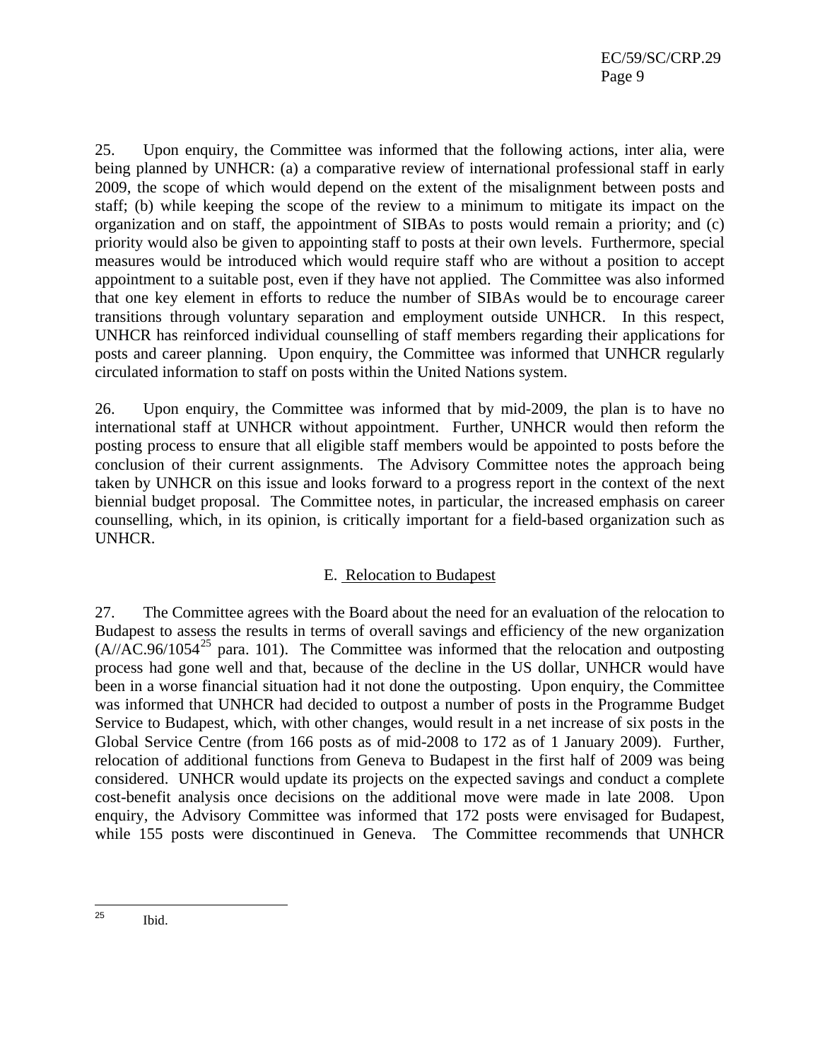25. Upon enquiry, the Committee was informed that the following actions, inter alia, were being planned by UNHCR: (a) a comparative review of international professional staff in early 2009, the scope of which would depend on the extent of the misalignment between posts and staff; (b) while keeping the scope of the review to a minimum to mitigate its impact on the organization and on staff, the appointment of SIBAs to posts would remain a priority; and (c) priority would also be given to appointing staff to posts at their own levels. Furthermore, special measures would be introduced which would require staff who are without a position to accept appointment to a suitable post, even if they have not applied. The Committee was also informed that one key element in efforts to reduce the number of SIBAs would be to encourage career transitions through voluntary separation and employment outside UNHCR. In this respect, UNHCR has reinforced individual counselling of staff members regarding their applications for posts and career planning. Upon enquiry, the Committee was informed that UNHCR regularly circulated information to staff on posts within the United Nations system.

26. Upon enquiry, the Committee was informed that by mid-2009, the plan is to have no international staff at UNHCR without appointment. Further, UNHCR would then reform the posting process to ensure that all eligible staff members would be appointed to posts before the conclusion of their current assignments. The Advisory Committee notes the approach being taken by UNHCR on this issue and looks forward to a progress report in the context of the next biennial budget proposal. The Committee notes, in particular, the increased emphasis on career counselling, which, in its opinion, is critically important for a field-based organization such as UNHCR.

## E. Relocation to Budapest

27. The Committee agrees with the Board about the need for an evaluation of the relocation to Budapest to assess the results in terms of overall savings and efficiency of the new organization (A//AC.96/1054[25] para. 101). The Committee was informed that the relocation and outposting process had gone well and that, because of the decline in the US dollar, UNHCR would have been in a worse financial situation had it not done the outposting. Upon enquiry, the Committee was informed that UNHCR had decided to outpost a number of posts in the Programme Budget Service to Budapest, which, with other changes, would result in a net increase of six posts in the Global Service Centre (from 166 posts as of mid-2008 to 172 as of 1 January 2009). Further, relocation of additional functions from Geneva to Budapest in the first half of 2009 was being considered. UNHCR would update its projects on the expected savings and conduct a complete cost-benefit analysis once decisions on the additional move were made in late 2008. Upon enquiry, the Advisory Committee was informed that 172 posts were envisaged for Budapest, while 155 posts were discontinued in Geneva. The Committee recommends that UNHCR

---

[25] Ibid.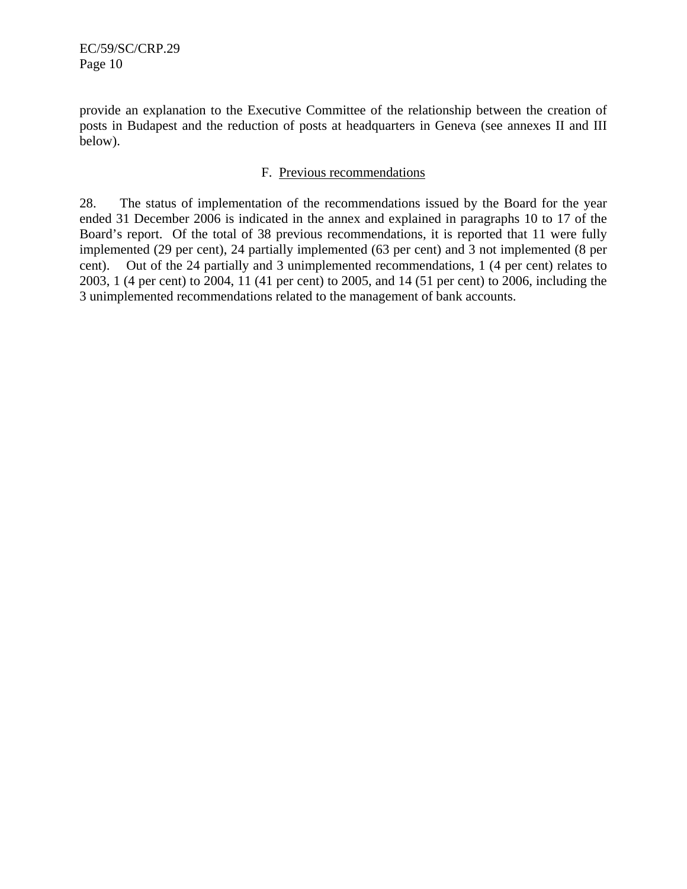provide an explanation to the Executive Committee of the relationship between the creation of posts in Budapest and the reduction of posts at headquarters in Geneva (see annexes II and III below).

## F. Previous recommendations

28. The status of implementation of the recommendations issued by the Board for the year ended 31 December 2006 is indicated in the annex and explained in paragraphs 10 to 17 of the Board's report. Of the total of 38 previous recommendations, it is reported that 11 were fully implemented (29 per cent), 24 partially implemented (63 per cent) and 3 not implemented (8 per cent). Out of the 24 partially and 3 unimplemented recommendations, 1 (4 per cent) relates to 2003, 1 (4 per cent) to 2004, 11 (41 per cent) to 2005, and 14 (51 per cent) to 2006, including the 3 unimplemented recommendations related to the management of bank accounts.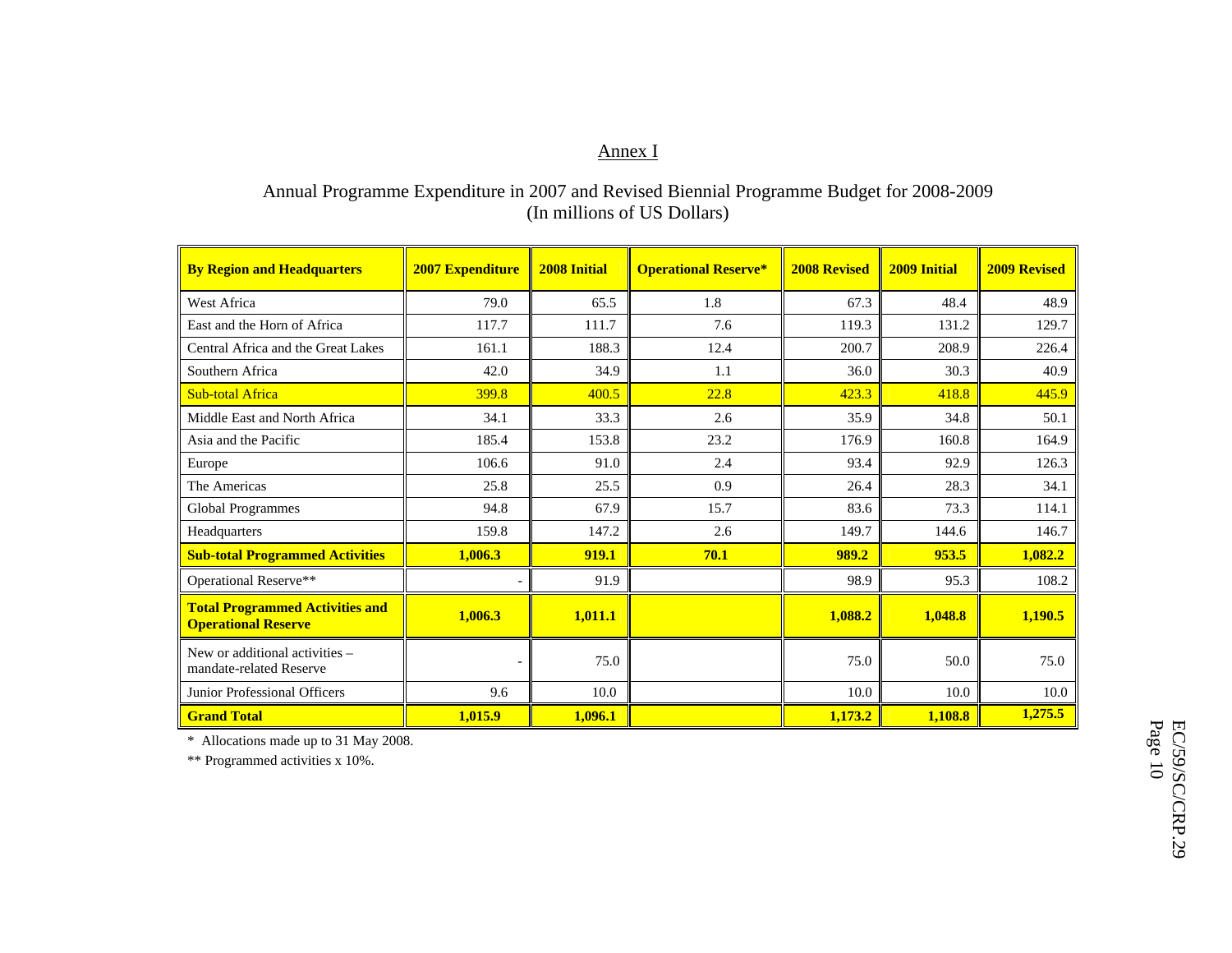## Annex I

Annual Programme Expenditure in 2007 and Revised Biennial Programme Budget for 2008-2009
(In millions of US Dollars)

| By Region and Headquarters | 2007 Expenditure | 2008 Initial | Operational Reserve* | 2008 Revised | 2009 Initial | 2009 Revised |
|---|---|---|---|---|---|---|
| West Africa | 79.0 | 65.5 | 1.8 | 67.3 | 48.4 | 48.9 |
| East and the Horn of Africa | 117.7 | 111.7 | 7.6 | 119.3 | 131.2 | 129.7 |
| Central Africa and the Great Lakes | 161.1 | 188.3 | 12.4 | 200.7 | 208.9 | 226.4 |
| Southern Africa | 42.0 | 34.9 | 1.1 | 36.0 | 30.3 | 40.9 |
| Sub-total Africa | 399.8 | 400.5 | 22.8 | 423.3 | 418.8 | 445.9 |
| Middle East and North Africa | 34.1 | 33.3 | 2.6 | 35.9 | 34.8 | 50.1 |
| Asia and the Pacific | 185.4 | 153.8 | 23.2 | 176.9 | 160.8 | 164.9 |
| Europe | 106.6 | 91.0 | 2.4 | 93.4 | 92.9 | 126.3 |
| The Americas | 25.8 | 25.5 | 0.9 | 26.4 | 28.3 | 34.1 |
| Global Programmes | 94.8 | 67.9 | 15.7 | 83.6 | 73.3 | 114.1 |
| Headquarters | 159.8 | 147.2 | 2.6 | 149.7 | 144.6 | 146.7 |
| **Sub-total Programmed Activities** | **1,006.3** | **919.1** | **70.1** | **989.2** | **953.5** | **1,082.2** |
| Operational Reserve** | - | 91.9 | | 98.9 | 95.3 | 108.2 |
| **Total Programmed Activities and Operational Reserve** | **1,006.3** | **1,011.1** | | **1,088.2** | **1,048.8** | **1,190.5** |
| New or additional activities – mandate-related Reserve | - | 75.0 | | 75.0 | 50.0 | 75.0 |
| Junior Professional Officers | 9.6 | 10.0 | | 10.0 | 10.0 | 10.0 |
| **Grand Total** | **1,015.9** | **1,096.1** | | **1,173.2** | **1,108.8** | **1,275.5** |

\* Allocations made up to 31 May 2008.

\** Programmed activities x 10%.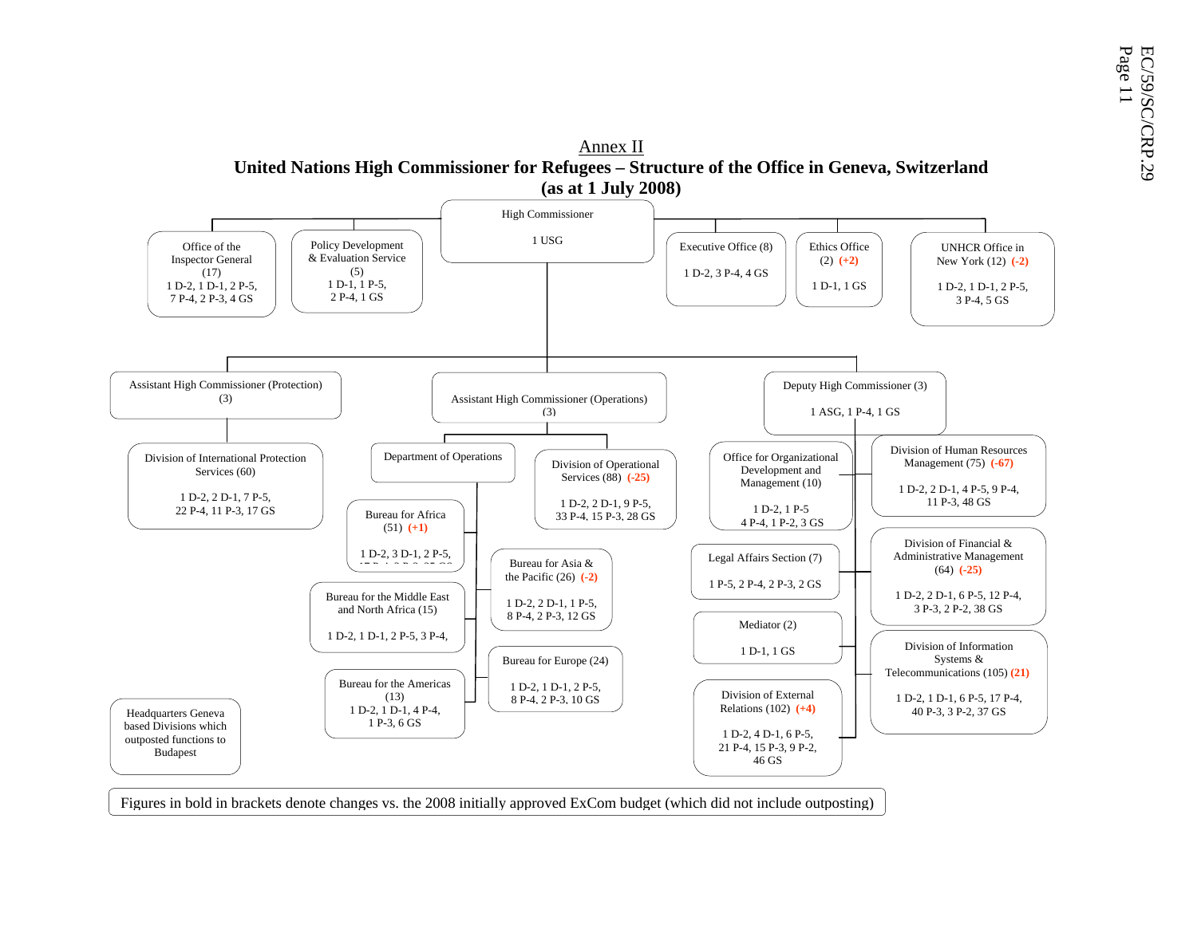## Annex II

### United Nations High Commissioner for Refugees – Structure of the Office in Geneva, Switzerland (as at 1 July 2008)

**High Commissioner**
1 USG

Reporting directly to the High Commissioner:

- **Office of the Inspector General** (17)
  1 D-2, 1 D-1, 2 P-5, 7 P-4, 2 P-3, 4 GS
- **Policy Development & Evaluation Service** (5)
  1 D-1, 1 P-5, 2 P-4, 1 GS
- **Executive Office** (8)
  1 D-2, 3 P-4, 4 GS
- **Ethics Office** (2) **(+2)**
  1 D-1, 1 GS
- **UNHCR Office in New York** (12) **(-2)**
  1 D-2, 1 D-1, 2 P-5, 3 P-4, 5 GS

**Assistant High Commissioner (Protection)** (3)

- **Division of International Protection Services** (60)
  1 D-2, 2 D-1, 7 P-5, 22 P-4, 11 P-3, 17 GS

**Assistant High Commissioner (Operations)** (3)

- **Department of Operations**
  - **Bureau for Africa** (51) **(+1)**
    1 D-2, 3 D-1, 2 P-5, …
  - **Bureau for the Middle East and North Africa** (15)
    1 D-2, 1 D-1, 2 P-5, 3 P-4, …
  - **Bureau for the Americas** (13)
    1 D-2, 1 D-1, 4 P-4, 1 P-3, 6 GS
  - **Bureau for Asia & the Pacific** (26) **(-2)**
    1 D-2, 2 D-1, 1 P-5, 8 P-4, 2 P-3, 12 GS
  - **Bureau for Europe** (24)
    1 D-2, 1 D-1, 2 P-5, 8 P-4, 2 P-3, 10 GS
- **Division of Operational Services** (88) **(-25)**
  1 D-2, 2 D-1, 9 P-5, 33 P-4, 15 P-3, 28 GS

**Deputy High Commissioner** (3)
1 ASG, 1 P-4, 1 GS

- **Office for Organizational Development and Management** (10)
  1 D-2, 1 P-5, 4 P-4, 1 P-2, 3 GS
- **Legal Affairs Section** (7)
  1 P-5, 2 P-4, 2 P-3, 2 GS
- **Mediator** (2)
  1 D-1, 1 GS
- **Division of External Relations** (102) **(+4)**
  1 D-2, 4 D-1, 6 P-5, 21 P-4, 15 P-3, 9 P-2, 46 GS
- **Division of Human Resources Management** (75) **(-67)**
  1 D-2, 2 D-1, 4 P-5, 9 P-4, 11 P-3, 48 GS
- **Division of Financial & Administrative Management** (64) **(-25)**
  1 D-2, 2 D-1, 6 P-5, 12 P-4, 3 P-3, 2 P-2, 38 GS
- **Division of Information Systems & Telecommunications** (105) **(21)**
  1 D-2, 1 D-1, 6 P-5, 17 P-4, 40 P-3, 3 P-2, 37 GS

Headquarters Geneva based Divisions which outposted functions to Budapest

Figures in bold in brackets denote changes vs. the 2008 initially approved ExCom budget (which did not include outposting)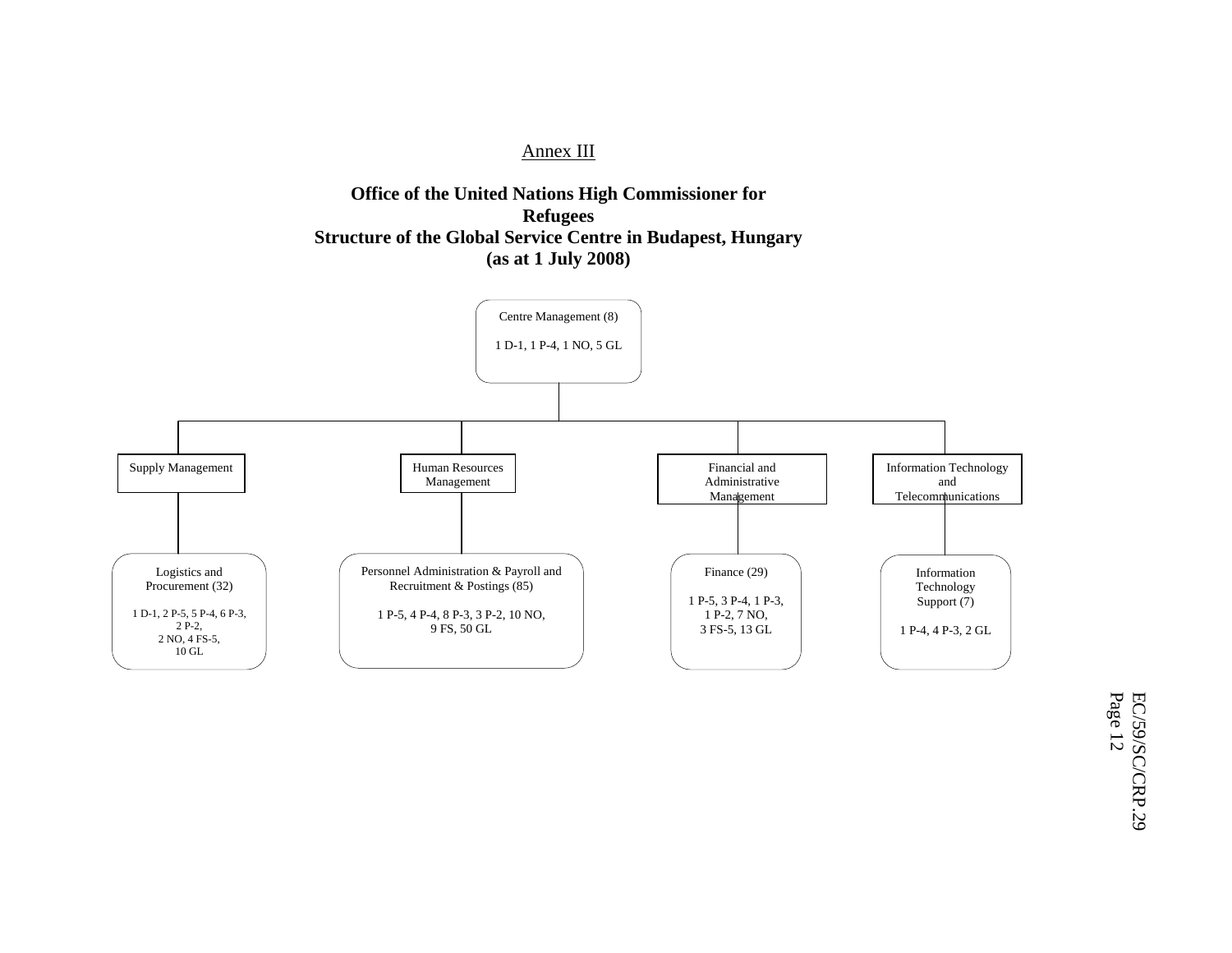Annex III

**Office of the United Nations High Commissioner for Refugees**
**Structure of the Global Service Centre in Budapest, Hungary**
**(as at 1 July 2008)**

Centre Management (8)

1 D-1, 1 P-4, 1 NO, 5 GL

Supply Management

Logistics and Procurement (32)

1 D-1, 2 P-5, 5 P-4, 6 P-3, 2 P-2, 2 NO, 4 FS-5, 10 GL

Human Resources Management

Personnel Administration & Payroll and Recruitment & Postings (85)

1 P-5, 4 P-4, 8 P-3, 3 P-2, 10 NO, 9 FS, 50 GL

Financial and Administrative Management

Finance (29)

1 P-5, 3 P-4, 1 P-3, 1 P-2, 7 NO, 3 FS-5, 13 GL

Information Technology and Telecommunications

Information Technology Support (7)

1 P-4, 4 P-3, 2 GL